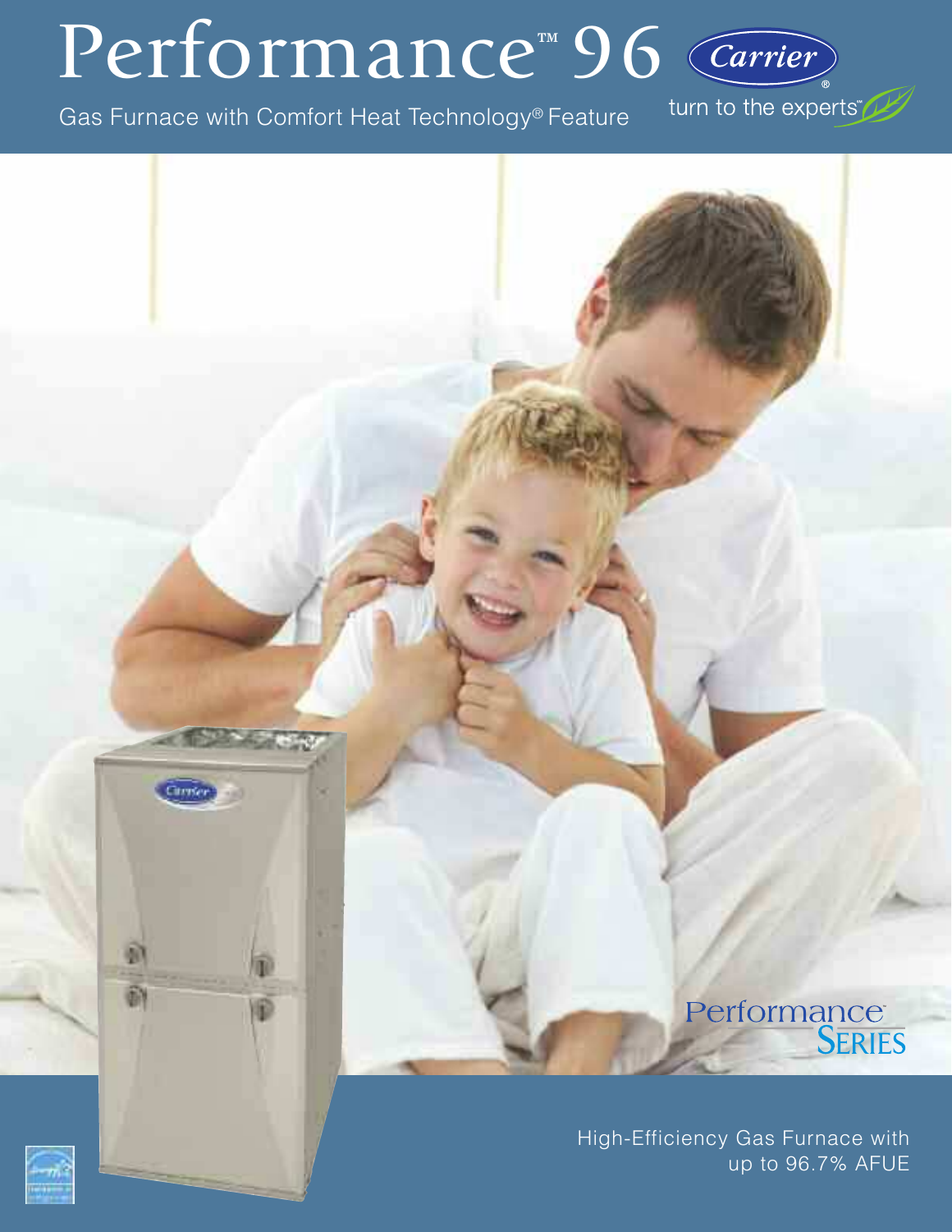# Performance™ 96

Gas Furnace with Comfort Heat Technology® Feature

Carrier®

turn to the experts™

Performance™ SERIES

High-Efficiency Gas Furnace with up to 96.7% AFUE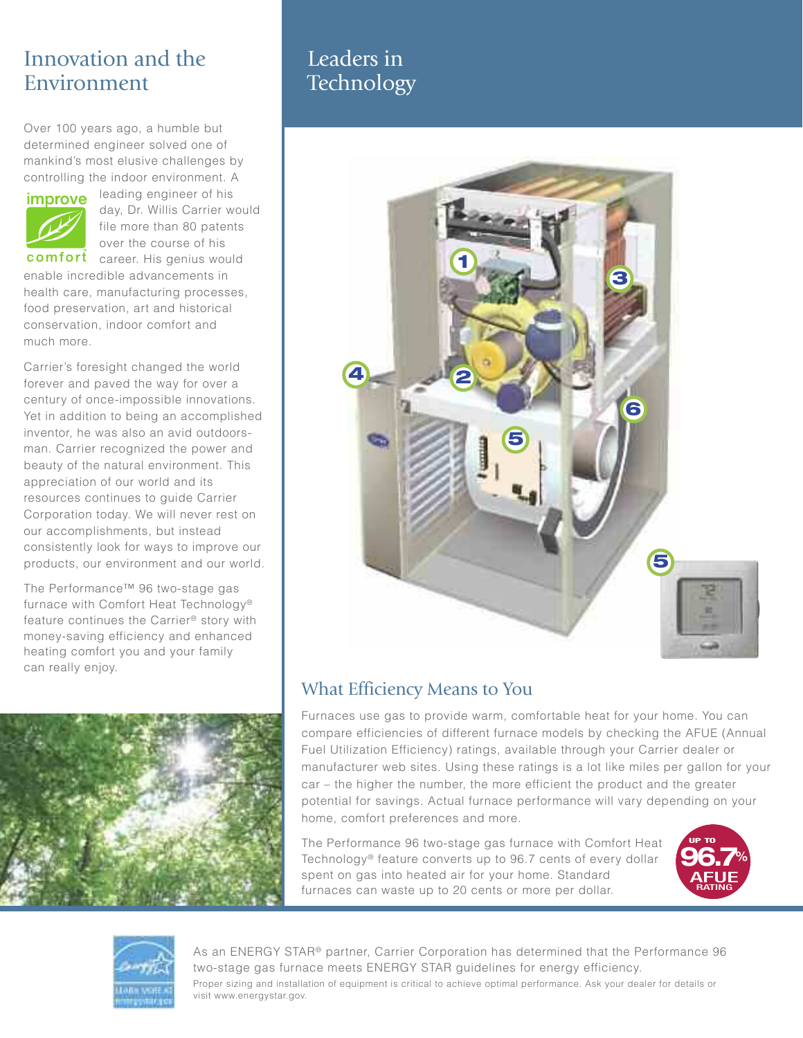## Innovation and the Environment

Over 100 years ago, a humble but determined engineer solved one of mankind's most elusive challenges by controlling the indoor environment. A leading engineer of his day, Dr. Willis Carrier would file more than 80 patents over the course of his career. His genius would enable incredible advancements in health care, manufacturing processes, food preservation, art and historical conservation, indoor comfort and much more.

Carrier's foresight changed the world forever and paved the way for over a century of once-impossible innovations. Yet in addition to being an accomplished inventor, he was also an avid outdoorsman. Carrier recognized the power and beauty of the natural environment. This appreciation of our world and its resources continues to guide Carrier Corporation today. We will never rest on our accomplishments, but instead consistently look for ways to improve our products, our environment and our world.

The Performance™ 96 two-stage gas furnace with Comfort Heat Technology® feature continues the Carrier® story with money-saving efficiency and enhanced heating comfort you and your family can really enjoy.

## Leaders in Technology

## What Efficiency Means to You

Furnaces use gas to provide warm, comfortable heat for your home. You can compare efficiencies of different furnace models by checking the AFUE (Annual Fuel Utilization Efficiency) ratings, available through your Carrier dealer or manufacturer web sites. Using these ratings is a lot like miles per gallon for your car – the higher the number, the more efficient the product and the greater potential for savings. Actual furnace performance will vary depending on your home, comfort preferences and more.

The Performance 96 two-stage gas furnace with Comfort Heat Technology® feature converts up to 96.7 cents of every dollar spent on gas into heated air for your home. Standard furnaces can waste up to 20 cents or more per dollar.

UP TO 96.7% AFUE RATING

As an ENERGY STAR® partner, Carrier Corporation has determined that the Performance 96 two-stage gas furnace meets ENERGY STAR guidelines for energy efficiency.

Proper sizing and installation of equipment is critical to achieve optimal performance. Ask your dealer for details or visit www.energystar.gov.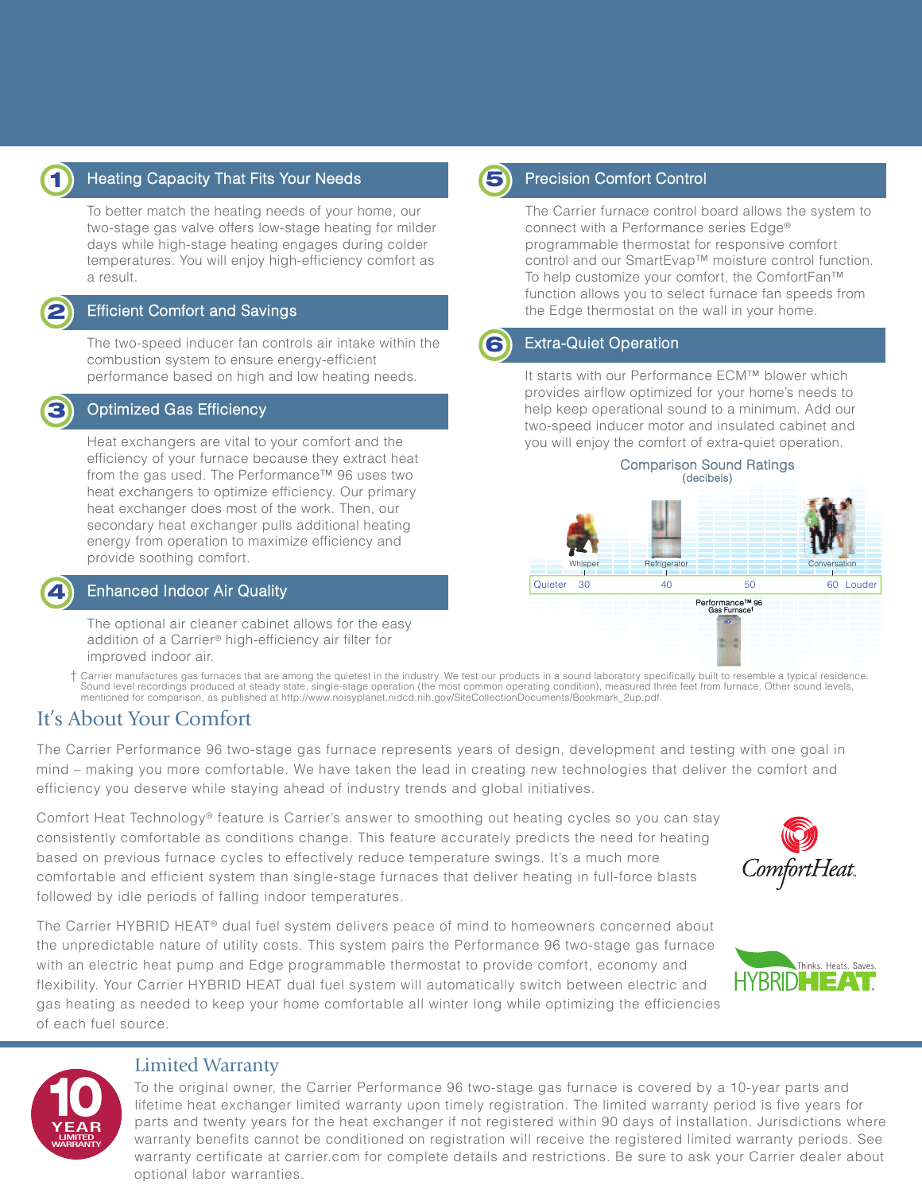## 1 Heating Capacity That Fits Your Needs

To better match the heating needs of your home, our two-stage gas valve offers low-stage heating for milder days while high-stage heating engages during colder temperatures. You will enjoy high-efficiency comfort as a result.

## 2 Efficient Comfort and Savings

The two-speed inducer fan controls air intake within the combustion system to ensure energy-efficient performance based on high and low heating needs.

## 3 Optimized Gas Efficiency

Heat exchangers are vital to your comfort and the efficiency of your furnace because they extract heat from the gas used. The Performance™ 96 uses two heat exchangers to optimize efficiency. Our primary heat exchanger does most of the work. Then, our secondary heat exchanger pulls additional heating energy from operation to maximize efficiency and provide soothing comfort.

## 4 Enhanced Indoor Air Quality

The optional air cleaner cabinet allows for the easy addition of a Carrier® high-efficiency air filter for improved indoor air.

## 5 Precision Comfort Control

The Carrier furnace control board allows the system to connect with a Performance series Edge® programmable thermostat for responsive comfort control and our SmartEvap™ moisture control function. To help customize your comfort, the ComfortFan™ function allows you to select furnace fan speeds from the Edge thermostat on the wall in your home.

## 6 Extra-Quiet Operation

It starts with our Performance ECM™ blower which provides airflow optimized for your home's needs to help keep operational sound to a minimum. Add our two-speed inducer motor and insulated cabinet and you will enjoy the comfort of extra-quiet operation.

**Comparison Sound Ratings**
(decibels)

Quieter 30 (Whisper) — 40 (Refrigerator) — 50 — 60 (Conversation) Louder

Performance™ 96 Gas Furnace†

† Carrier manufactures gas furnaces that are among the quietest in the industry. We test our products in a sound laboratory specifically built to resemble a typical residence. Sound level recordings produced at steady state, single-stage operation (the most common operating condition), measured three feet from furnace. Other sound levels, mentioned for comparison, as published at http://www.noisyplanet.nidcd.nih.gov/SiteCollectionDocuments/Bookmark_2up.pdf.

## It's About Your Comfort

The Carrier Performance 96 two-stage gas furnace represents years of design, development and testing with one goal in mind – making you more comfortable. We have taken the lead in creating new technologies that deliver the comfort and efficiency you deserve while staying ahead of industry trends and global initiatives.

Comfort Heat Technology® feature is Carrier's answer to smoothing out heating cycles so you can stay consistently comfortable as conditions change. This feature accurately predicts the need for heating based on previous furnace cycles to effectively reduce temperature swings. It's a much more comfortable and efficient system than single-stage furnaces that deliver heating in full-force blasts followed by idle periods of falling indoor temperatures.

ComfortHeat.

The Carrier HYBRID HEAT® dual fuel system delivers peace of mind to homeowners concerned about the unpredictable nature of utility costs. This system pairs the Performance 96 two-stage gas furnace with an electric heat pump and Edge programmable thermostat to provide comfort, economy and flexibility. Your Carrier HYBRID HEAT dual fuel system will automatically switch between electric and gas heating as needed to keep your home comfortable all winter long while optimizing the efficiencies of each fuel source.

HYBRIDHEAT. Thinks. Heats. Saves.

## Limited Warranty

10 YEAR LIMITED WARRANTY

To the original owner, the Carrier Performance 96 two-stage gas furnace is covered by a 10-year parts and lifetime heat exchanger limited warranty upon timely registration. The limited warranty period is five years for parts and twenty years for the heat exchanger if not registered within 90 days of installation. Jurisdictions where warranty benefits cannot be conditioned on registration will receive the registered limited warranty periods. See warranty certificate at carrier.com for complete details and restrictions. Be sure to ask your Carrier dealer about optional labor warranties.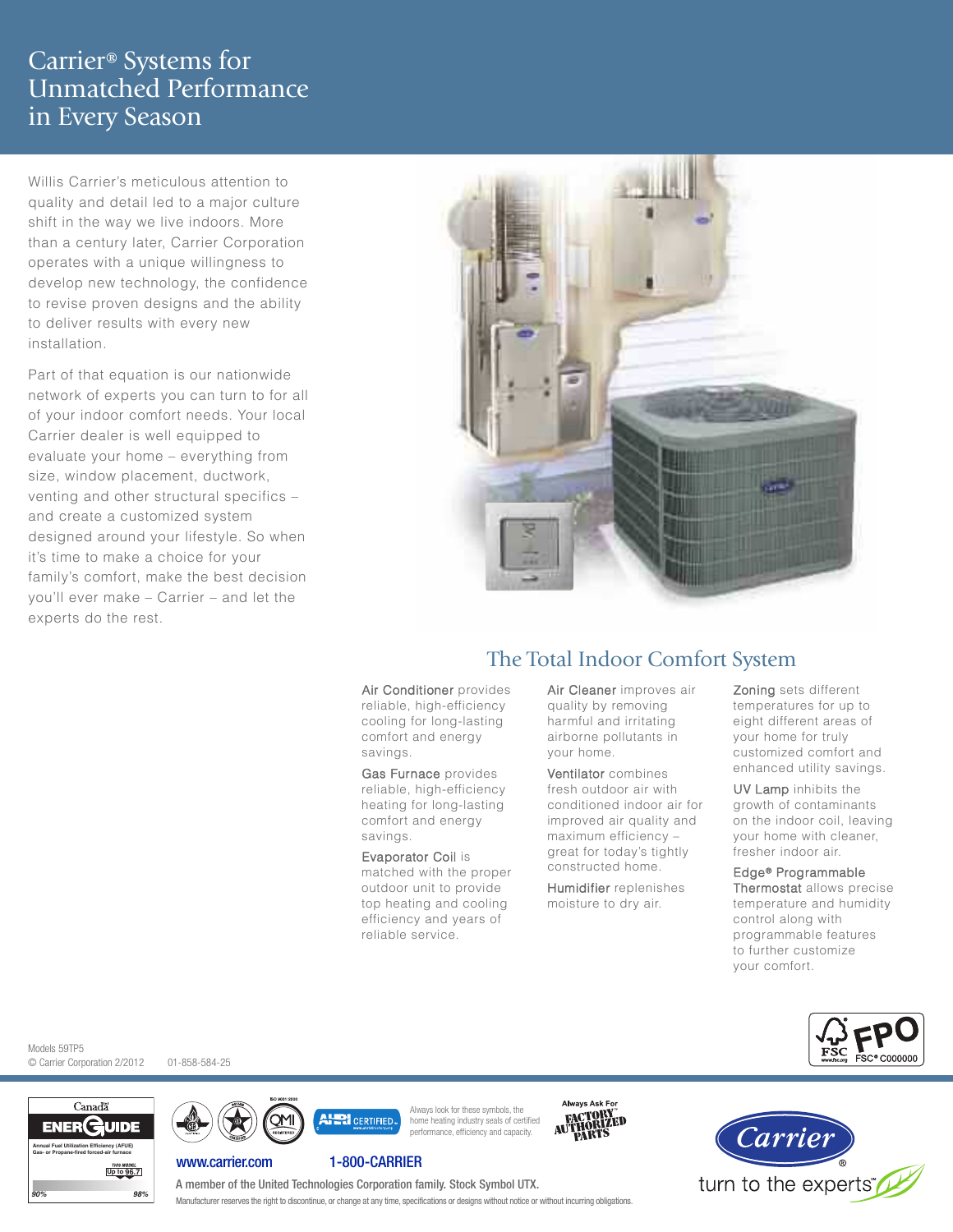# Carrier® Systems for Unmatched Performance in Every Season

Willis Carrier's meticulous attention to quality and detail led to a major culture shift in the way we live indoors. More than a century later, Carrier Corporation operates with a unique willingness to develop new technology, the confidence to revise proven designs and the ability to deliver results with every new installation.

Part of that equation is our nationwide network of experts you can turn to for all of your indoor comfort needs. Your local Carrier dealer is well equipped to evaluate your home – everything from size, window placement, ductwork, venting and other structural specifics – and create a customized system designed around your lifestyle. So when it's time to make a choice for your family's comfort, make the best decision you'll ever make – Carrier – and let the experts do the rest.

## The Total Indoor Comfort System

**Air Conditioner** provides reliable, high-efficiency cooling for long-lasting comfort and energy savings.

**Gas Furnace** provides reliable, high-efficiency heating for long-lasting comfort and energy savings.

**Evaporator Coil** is matched with the proper outdoor unit to provide top heating and cooling efficiency and years of reliable service.

**Air Cleaner** improves air quality by removing harmful and irritating airborne pollutants in your home.

**Ventilator** combines fresh outdoor air with conditioned indoor air for improved air quality and maximum efficiency – great for today's tightly constructed home.

**Humidifier** replenishes moisture to dry air.

**Zoning** sets different temperatures for up to eight different areas of your home for truly customized comfort and enhanced utility savings.

**UV Lamp** inhibits the growth of contaminants on the indoor coil, leaving your home with cleaner, fresher indoor air.

**Edge® Programmable Thermostat** allows precise temperature and humidity control along with programmable features to further customize your comfort.

Models 59TP5
© Carrier Corporation 2/2012 01-858-584-25

Canada EnerGuide
Annual Fuel Utilization Efficiency (AFUE)
Gas- or Propane-fired forced-air furnace
THIS MODEL Up to 96.7
90% 98%

Always look for these symbols, the home heating industry seals of certified performance, efficiency and capacity.

Always Ask For FACTORY AUTHORIZED PARTS

www.carrier.com 1-800-CARRIER

A member of the United Technologies Corporation family. Stock Symbol UTX.

Manufacturer reserves the right to discontinue, or change at any time, specifications or designs without notice or without incurring obligations.

Carrier® turn to the experts™